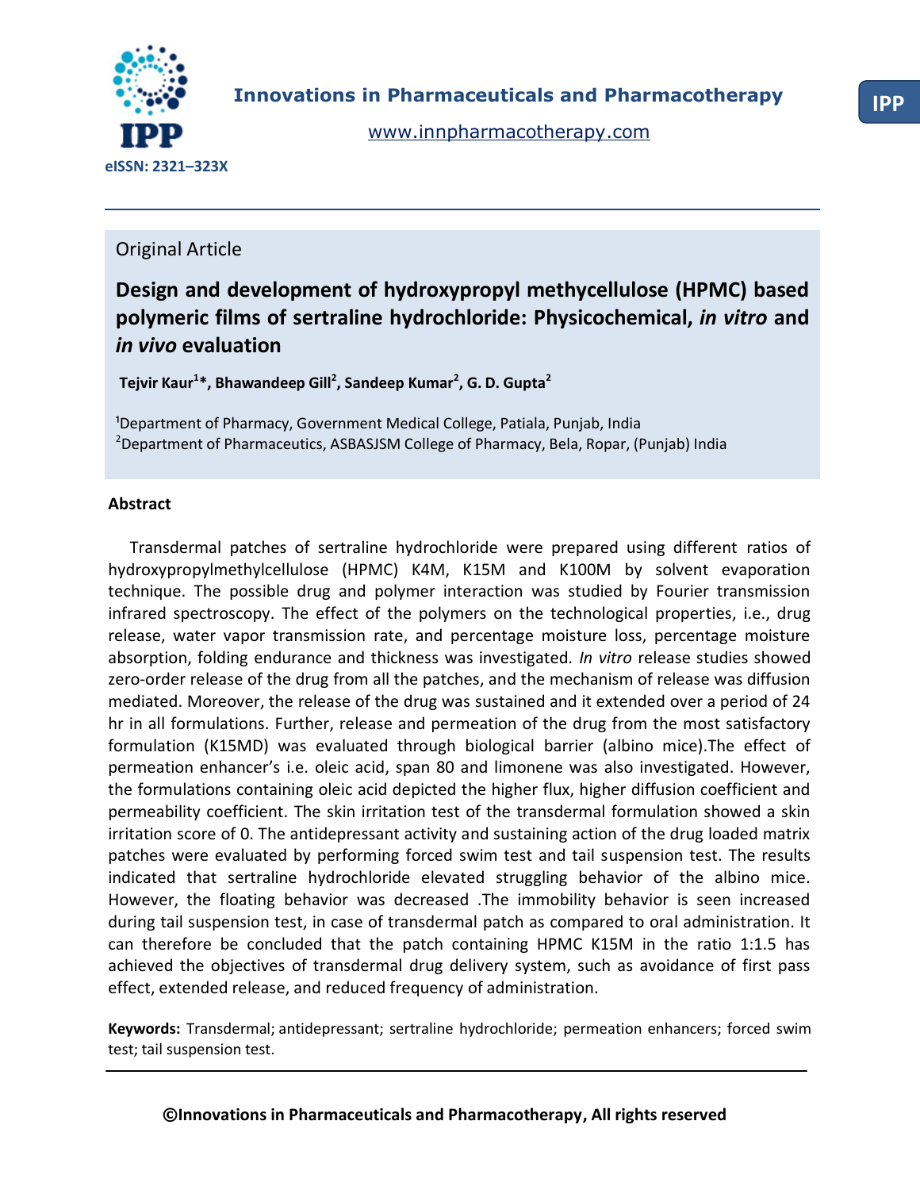Innovations in Pharmaceuticals and Pharmacotherapy

www.innpharmacotherapy.com

eISSN: 2321–323X

Original Article

# Design and development of hydroxypropyl methycellulose (HPMC) based polymeric films of sertraline hydrochloride: Physicochemical, *in vitro* and *in vivo* evaluation

**Tejvir Kaur[1]\*, Bhawandeep Gill[2], Sandeep Kumar[2], G. D. Gupta[2]**

[1]Department of Pharmacy, Government Medical College, Patiala, Punjab, India
[2]Department of Pharmaceutics, ASBASJSM College of Pharmacy, Bela, Ropar, (Punjab) India

## Abstract

Transdermal patches of sertraline hydrochloride were prepared using different ratios of hydroxypropylmethylcellulose (HPMC) K4M, K15M and K100M by solvent evaporation technique. The possible drug and polymer interaction was studied by Fourier transmission infrared spectroscopy. The effect of the polymers on the technological properties, i.e., drug release, water vapor transmission rate, and percentage moisture loss, percentage moisture absorption, folding endurance and thickness was investigated. *In vitro* release studies showed zero-order release of the drug from all the patches, and the mechanism of release was diffusion mediated. Moreover, the release of the drug was sustained and it extended over a period of 24 hr in all formulations. Further, release and permeation of the drug from the most satisfactory formulation (K15MD) was evaluated through biological barrier (albino mice).The effect of permeation enhancer's i.e. oleic acid, span 80 and limonene was also investigated. However, the formulations containing oleic acid depicted the higher flux, higher diffusion coefficient and permeability coefficient. The skin irritation test of the transdermal formulation showed a skin irritation score of 0. The antidepressant activity and sustaining action of the drug loaded matrix patches were evaluated by performing forced swim test and tail suspension test. The results indicated that sertraline hydrochloride elevated struggling behavior of the albino mice. However, the floating behavior was decreased .The immobility behavior is seen increased during tail suspension test, in case of transdermal patch as compared to oral administration. It can therefore be concluded that the patch containing HPMC K15M in the ratio 1:1.5 has achieved the objectives of transdermal drug delivery system, such as avoidance of first pass effect, extended release, and reduced frequency of administration.

**Keywords:** Transdermal; antidepressant; sertraline hydrochloride; permeation enhancers; forced swim test; tail suspension test.

**©Innovations in Pharmaceuticals and Pharmacotherapy, All rights reserved**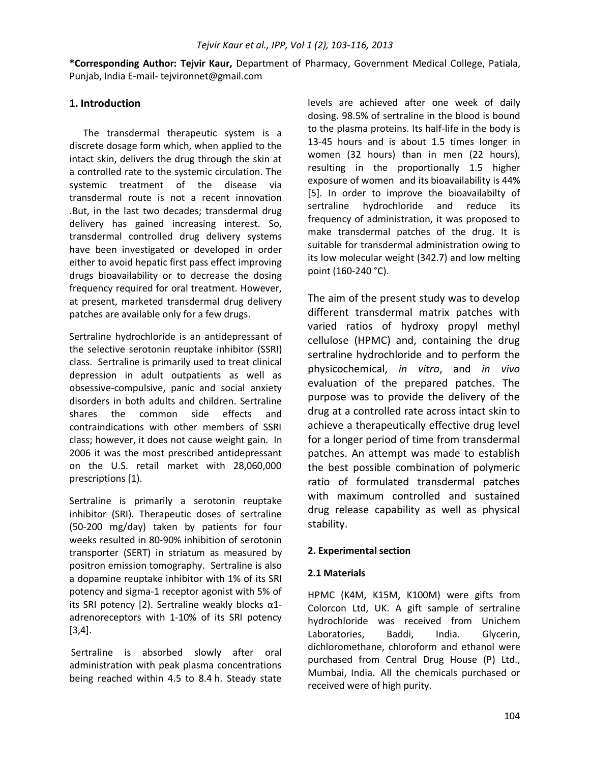**\*Corresponding Author: Tejvir Kaur,** Department of Pharmacy, Government Medical College, Patiala, Punjab, India E-mail- tejvironnet@gmail.com

## 1. Introduction

The transdermal therapeutic system is a discrete dosage form which, when applied to the intact skin, delivers the drug through the skin at a controlled rate to the systemic circulation. The systemic treatment of the disease via transdermal route is not a recent innovation .But, in the last two decades; transdermal drug delivery has gained increasing interest. So, transdermal controlled drug delivery systems have been investigated or developed in order either to avoid hepatic first pass effect improving drugs bioavailability or to decrease the dosing frequency required for oral treatment. However, at present, marketed transdermal drug delivery patches are available only for a few drugs.

Sertraline hydrochloride is an antidepressant of the selective serotonin reuptake inhibitor (SSRI) class. Sertraline is primarily used to treat clinical depression in adult outpatients as well as obsessive-compulsive, panic and social anxiety disorders in both adults and children. Sertraline shares the common side effects and contraindications with other members of SSRI class; however, it does not cause weight gain. In 2006 it was the most prescribed antidepressant on the U.S. retail market with 28,060,000 prescriptions [1].

Sertraline is primarily a serotonin reuptake inhibitor (SRI). Therapeutic doses of sertraline (50-200 mg/day) taken by patients for four weeks resulted in 80-90% inhibition of serotonin transporter (SERT) in striatum as measured by positron emission tomography. Sertraline is also a dopamine reuptake inhibitor with 1% of its SRI potency and sigma-1 receptor agonist with 5% of its SRI potency [2]. Sertraline weakly blocks α1-adrenoreceptors with 1-10% of its SRI potency [3,4].

Sertraline is absorbed slowly after oral administration with peak plasma concentrations being reached within 4.5 to 8.4 h. Steady state levels are achieved after one week of daily dosing. 98.5% of sertraline in the blood is bound to the plasma proteins. Its half-life in the body is 13-45 hours and is about 1.5 times longer in women (32 hours) than in men (22 hours), resulting in the proportionally 1.5 higher exposure of women and its bioavailability is 44% [5]. In order to improve the bioavailabilty of sertraline hydrochloride and reduce its frequency of administration, it was proposed to make transdermal patches of the drug. It is suitable for transdermal administration owing to its low molecular weight (342.7) and low melting point (160-240 °C).

The aim of the present study was to develop different transdermal matrix patches with varied ratios of hydroxy propyl methyl cellulose (HPMC) and, containing the drug sertraline hydrochloride and to perform the physicochemical, *in vitro*, and *in vivo* evaluation of the prepared patches. The purpose was to provide the delivery of the drug at a controlled rate across intact skin to achieve a therapeutically effective drug level for a longer period of time from transdermal patches. An attempt was made to establish the best possible combination of polymeric ratio of formulated transdermal patches with maximum controlled and sustained drug release capability as well as physical stability.

### 2. Experimental section

### 2.1 Materials

HPMC (K4M, K15M, K100M) were gifts from Colorcon Ltd, UK. A gift sample of sertraline hydrochloride was received from Unichem Laboratories, Baddi, India. Glycerin, dichloromethane, chloroform and ethanol were purchased from Central Drug House (P) Ltd., Mumbai, India. All the chemicals purchased or received were of high purity.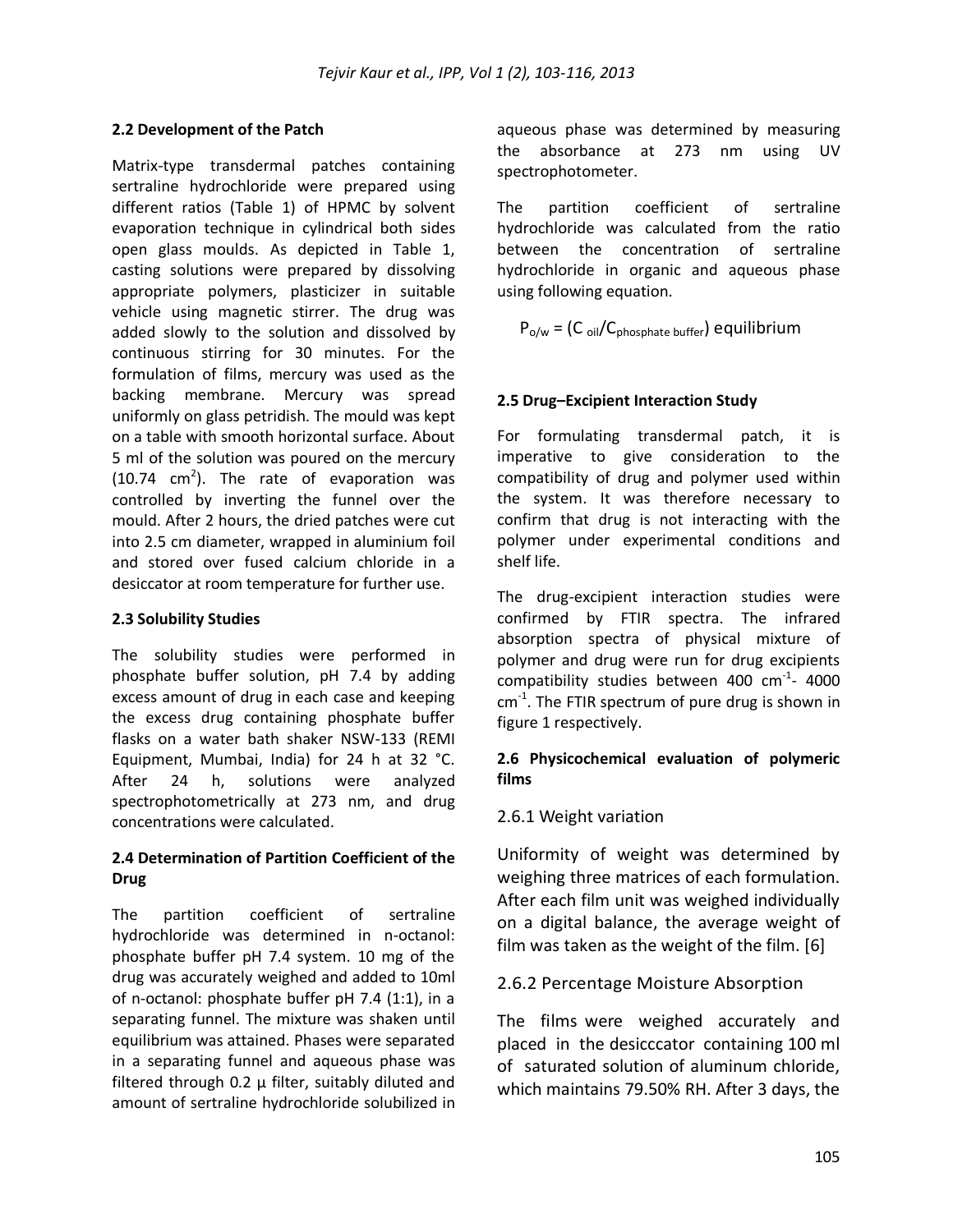### 2.2 Development of the Patch

Matrix-type transdermal patches containing sertraline hydrochloride were prepared using different ratios (Table 1) of HPMC by solvent evaporation technique in cylindrical both sides open glass moulds. As depicted in Table 1, casting solutions were prepared by dissolving appropriate polymers, plasticizer in suitable vehicle using magnetic stirrer. The drug was added slowly to the solution and dissolved by continuous stirring for 30 minutes. For the formulation of films, mercury was used as the backing membrane. Mercury was spread uniformly on glass petridish. The mould was kept on a table with smooth horizontal surface. About 5 ml of the solution was poured on the mercury (10.74 $cm^2$). The rate of evaporation was controlled by inverting the funnel over the mould. After 2 hours, the dried patches were cut into 2.5 cm diameter, wrapped in aluminium foil and stored over fused calcium chloride in a desiccator at room temperature for further use.

### 2.3 Solubility Studies

The solubility studies were performed in phosphate buffer solution, pH 7.4 by adding excess amount of drug in each case and keeping the excess drug containing phosphate buffer flasks on a water bath shaker NSW-133 (REMI Equipment, Mumbai, India) for 24 h at 32 °C. After 24 h, solutions were analyzed spectrophotometrically at 273 nm, and drug concentrations were calculated.

### 2.4 Determination of Partition Coefficient of the Drug

The partition coefficient of sertraline hydrochloride was determined in n-octanol: phosphate buffer pH 7.4 system. 10 mg of the drug was accurately weighed and added to 10ml of n-octanol: phosphate buffer pH 7.4 (1:1), in a separating funnel. The mixture was shaken until equilibrium was attained. Phases were separated in a separating funnel and aqueous phase was filtered through 0.2 µ filter, suitably diluted and amount of sertraline hydrochloride solubilized in aqueous phase was determined by measuring the absorbance at 273 nm using UV spectrophotometer.

The partition coefficient of sertraline hydrochloride was calculated from the ratio between the concentration of sertraline hydrochloride in organic and aqueous phase using following equation.

$$P_{o/w} = (C_{oil}/C_{phosphate\ buffer})\ \text{equilibrium}$$

### 2.5 Drug–Excipient Interaction Study

For formulating transdermal patch, it is imperative to give consideration to the compatibility of drug and polymer used within the system. It was therefore necessary to confirm that drug is not interacting with the polymer under experimental conditions and shelf life.

The drug-excipient interaction studies were confirmed by FTIR spectra. The infrared absorption spectra of physical mixture of polymer and drug were run for drug excipients compatibility studies between 400 $cm^{-1}$- 4000 $cm^{-1}$. The FTIR spectrum of pure drug is shown in figure 1 respectively.

### 2.6 Physicochemical evaluation of polymeric films

#### 2.6.1 Weight variation

Uniformity of weight was determined by weighing three matrices of each formulation. After each film unit was weighed individually on a digital balance, the average weight of film was taken as the weight of the film. [6]

#### 2.6.2 Percentage Moisture Absorption

The films were weighed accurately and placed in the desicccator containing 100 ml of saturated solution of aluminum chloride, which maintains 79.50% RH. After 3 days, the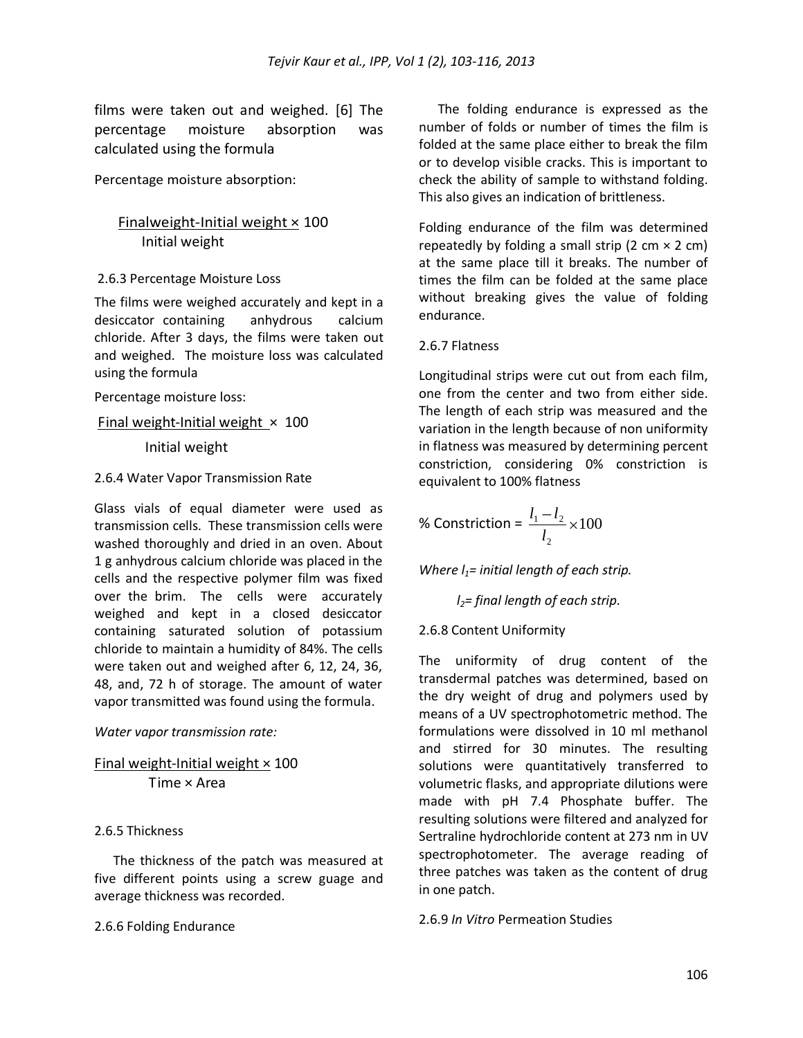films were taken out and weighed. [6] The percentage moisture absorption was calculated using the formula

Percentage moisture absorption:

$$\frac{\text{Finalweight-Initial weight}}{\text{Initial weight}} \times 100$$

2.6.3 Percentage Moisture Loss

The films were weighed accurately and kept in a desiccator containing anhydrous calcium chloride. After 3 days, the films were taken out and weighed. The moisture loss was calculated using the formula

Percentage moisture loss:

$$\frac{\text{Final weight-Initial weight}}{\text{Initial weight}} \times 100$$

2.6.4 Water Vapor Transmission Rate

Glass vials of equal diameter were used as transmission cells. These transmission cells were washed thoroughly and dried in an oven. About 1 g anhydrous calcium chloride was placed in the cells and the respective polymer film was fixed over the brim. The cells were accurately weighed and kept in a closed desiccator containing saturated solution of potassium chloride to maintain a humidity of 84%. The cells were taken out and weighed after 6, 12, 24, 36, 48, and, 72 h of storage. The amount of water vapor transmitted was found using the formula.

*Water vapor transmission rate:*

$$\frac{\text{Final weight-Initial weight}}{\text{Time} \times \text{Area}} \times 100$$

2.6.5 Thickness

The thickness of the patch was measured at five different points using a screw guage and average thickness was recorded.

2.6.6 Folding Endurance

The folding endurance is expressed as the number of folds or number of times the film is folded at the same place either to break the film or to develop visible cracks. This is important to check the ability of sample to withstand folding. This also gives an indication of brittleness.

Folding endurance of the film was determined repeatedly by folding a small strip (2 cm × 2 cm) at the same place till it breaks. The number of times the film can be folded at the same place without breaking gives the value of folding endurance.

2.6.7 Flatness

Longitudinal strips were cut out from each film, one from the center and two from either side. The length of each strip was measured and the variation in the length because of non uniformity in flatness was measured by determining percent constriction, considering 0% constriction is equivalent to 100% flatness

$$\text{\% Constriction} = \frac{l_1 - l_2}{l_2} \times 100$$

*Where $l_1$= initial length of each strip.*

*$l_2$= final length of each strip.*

2.6.8 Content Uniformity

The uniformity of drug content of the transdermal patches was determined, based on the dry weight of drug and polymers used by means of a UV spectrophotometric method. The formulations were dissolved in 10 ml methanol and stirred for 30 minutes. The resulting solutions were quantitatively transferred to volumetric flasks, and appropriate dilutions were made with pH 7.4 Phosphate buffer. The resulting solutions were filtered and analyzed for Sertraline hydrochloride content at 273 nm in UV spectrophotometer. The average reading of three patches was taken as the content of drug in one patch.

2.6.9 *In Vitro* Permeation Studies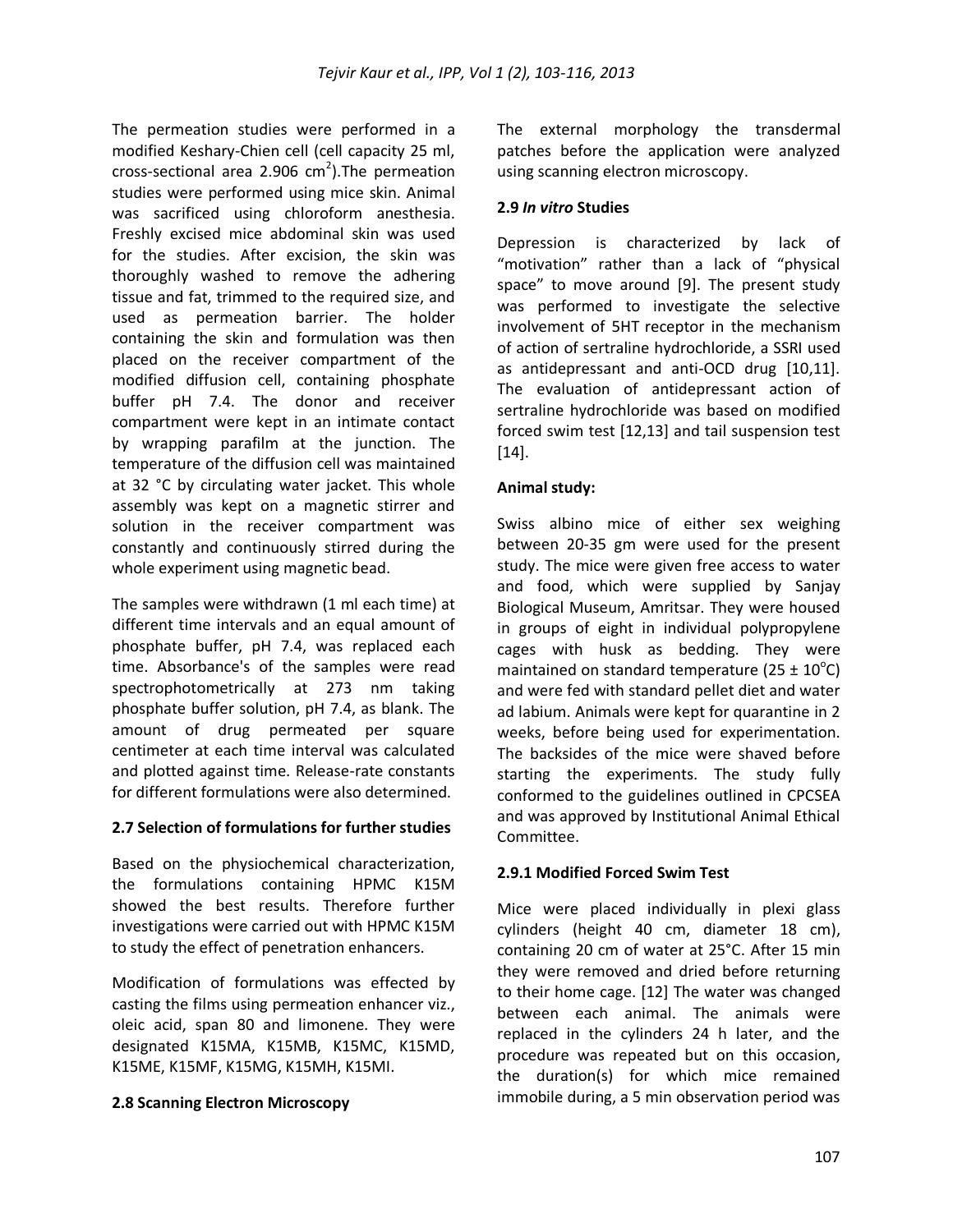The permeation studies were performed in a modified Keshary-Chien cell (cell capacity 25 ml, cross-sectional area 2.906 $cm^2$).The permeation studies were performed using mice skin. Animal was sacrificed using chloroform anesthesia. Freshly excised mice abdominal skin was used for the studies. After excision, the skin was thoroughly washed to remove the adhering tissue and fat, trimmed to the required size, and used as permeation barrier. The holder containing the skin and formulation was then placed on the receiver compartment of the modified diffusion cell, containing phosphate buffer pH 7.4. The donor and receiver compartment were kept in an intimate contact by wrapping parafilm at the junction. The temperature of the diffusion cell was maintained at 32 °C by circulating water jacket. This whole assembly was kept on a magnetic stirrer and solution in the receiver compartment was constantly and continuously stirred during the whole experiment using magnetic bead.

The samples were withdrawn (1 ml each time) at different time intervals and an equal amount of phosphate buffer, pH 7.4, was replaced each time. Absorbance's of the samples were read spectrophotometrically at 273 nm taking phosphate buffer solution, pH 7.4, as blank. The amount of drug permeated per square centimeter at each time interval was calculated and plotted against time. Release-rate constants for different formulations were also determined.

**2.7 Selection of formulations for further studies**

Based on the physiochemical characterization, the formulations containing HPMC K15M showed the best results. Therefore further investigations were carried out with HPMC K15M to study the effect of penetration enhancers.

Modification of formulations was effected by casting the films using permeation enhancer viz., oleic acid, span 80 and limonene. They were designated K15MA, K15MB, K15MC, K15MD, K15ME, K15MF, K15MG, K15MH, K15MI.

**2.8 Scanning Electron Microscopy**

The external morphology the transdermal patches before the application were analyzed using scanning electron microscopy.

**2.9 *In vitro* Studies**

Depression is characterized by lack of "motivation" rather than a lack of "physical space" to move around [9]. The present study was performed to investigate the selective involvement of 5HT receptor in the mechanism of action of sertraline hydrochloride, a SSRI used as antidepressant and anti-OCD drug [10,11]. The evaluation of antidepressant action of sertraline hydrochloride was based on modified forced swim test [12,13] and tail suspension test [14].

**Animal study:**

Swiss albino mice of either sex weighing between 20-35 gm were used for the present study. The mice were given free access to water and food, which were supplied by Sanjay Biological Museum, Amritsar. They were housed in groups of eight in individual polypropylene cages with husk as bedding. They were maintained on standard temperature (25 ± 10°C) and were fed with standard pellet diet and water ad labium. Animals were kept for quarantine in 2 weeks, before being used for experimentation. The backsides of the mice were shaved before starting the experiments. The study fully conformed to the guidelines outlined in CPCSEA and was approved by Institutional Animal Ethical Committee.

**2.9.1 Modified Forced Swim Test**

Mice were placed individually in plexi glass cylinders (height 40 cm, diameter 18 cm), containing 20 cm of water at 25°C. After 15 min they were removed and dried before returning to their home cage. [12] The water was changed between each animal. The animals were replaced in the cylinders 24 h later, and the procedure was repeated but on this occasion, the duration(s) for which mice remained immobile during, a 5 min observation period was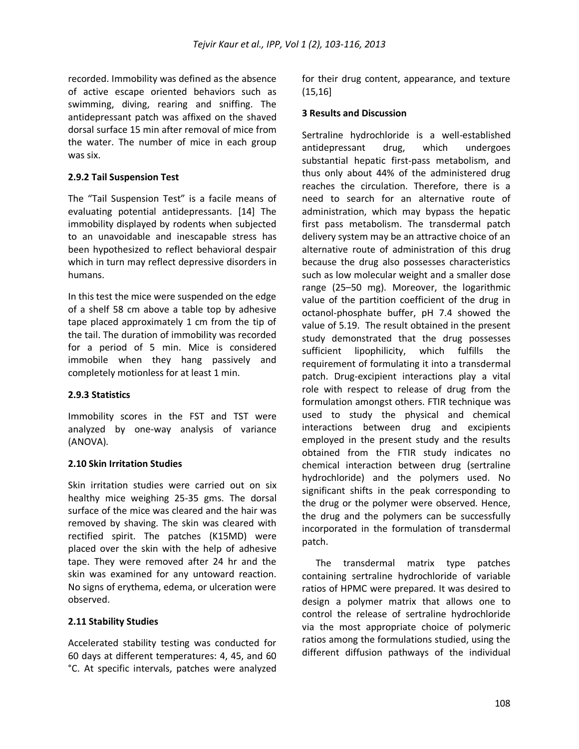recorded. Immobility was defined as the absence of active escape oriented behaviors such as swimming, diving, rearing and sniffing. The antidepressant patch was affixed on the shaved dorsal surface 15 min after removal of mice from the water. The number of mice in each group was six.

### 2.9.2 Tail Suspension Test

The "Tail Suspension Test" is a facile means of evaluating potential antidepressants. [14] The immobility displayed by rodents when subjected to an unavoidable and inescapable stress has been hypothesized to reflect behavioral despair which in turn may reflect depressive disorders in humans.

In this test the mice were suspended on the edge of a shelf 58 cm above a table top by adhesive tape placed approximately 1 cm from the tip of the tail. The duration of immobility was recorded for a period of 5 min. Mice is considered immobile when they hang passively and completely motionless for at least 1 min.

### 2.9.3 Statistics

Immobility scores in the FST and TST were analyzed by one-way analysis of variance (ANOVA).

### 2.10 Skin Irritation Studies

Skin irritation studies were carried out on six healthy mice weighing 25-35 gms. The dorsal surface of the mice was cleared and the hair was removed by shaving. The skin was cleared with rectified spirit. The patches (K15MD) were placed over the skin with the help of adhesive tape. They were removed after 24 hr and the skin was examined for any untoward reaction. No signs of erythema, edema, or ulceration were observed.

### 2.11 Stability Studies

Accelerated stability testing was conducted for 60 days at different temperatures: 4, 45, and 60 °C. At specific intervals, patches were analyzed for their drug content, appearance, and texture (15,16]

## 3 Results and Discussion

Sertraline hydrochloride is a well-established antidepressant drug, which undergoes substantial hepatic first-pass metabolism, and thus only about 44% of the administered drug reaches the circulation. Therefore, there is a need to search for an alternative route of administration, which may bypass the hepatic first pass metabolism. The transdermal patch delivery system may be an attractive choice of an alternative route of administration of this drug because the drug also possesses characteristics such as low molecular weight and a smaller dose range (25–50 mg). Moreover, the logarithmic value of the partition coefficient of the drug in octanol-phosphate buffer, pH 7.4 showed the value of 5.19. The result obtained in the present study demonstrated that the drug possesses sufficient lipophilicity, which fulfills the requirement of formulating it into a transdermal patch. Drug-excipient interactions play a vital role with respect to release of drug from the formulation amongst others. FTIR technique was used to study the physical and chemical interactions between drug and excipients employed in the present study and the results obtained from the FTIR study indicates no chemical interaction between drug (sertraline hydrochloride) and the polymers used. No significant shifts in the peak corresponding to the drug or the polymer were observed. Hence, the drug and the polymers can be successfully incorporated in the formulation of transdermal patch.

The transdermal matrix type patches containing sertraline hydrochloride of variable ratios of HPMC were prepared. It was desired to design a polymer matrix that allows one to control the release of sertraline hydrochloride via the most appropriate choice of polymeric ratios among the formulations studied, using the different diffusion pathways of the individual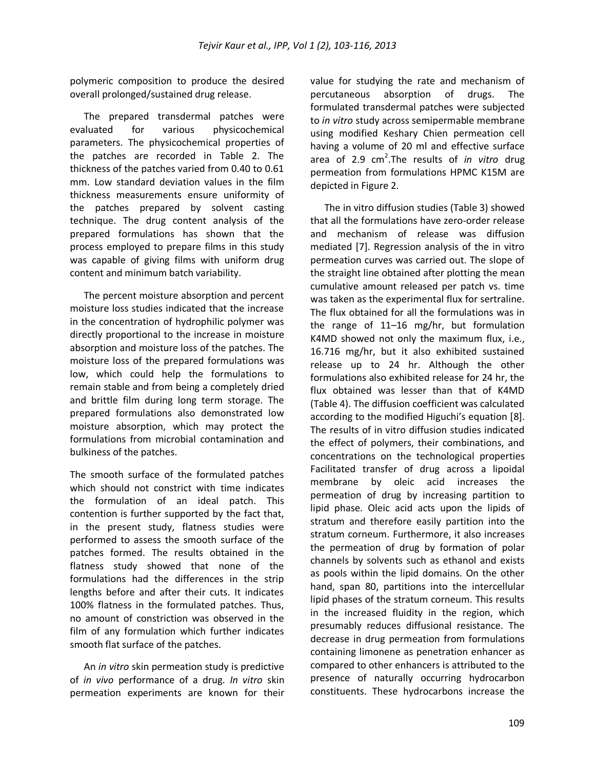polymeric composition to produce the desired overall prolonged/sustained drug release.

The prepared transdermal patches were evaluated for various physicochemical parameters. The physicochemical properties of the patches are recorded in Table 2. The thickness of the patches varied from 0.40 to 0.61 mm. Low standard deviation values in the film thickness measurements ensure uniformity of the patches prepared by solvent casting technique. The drug content analysis of the prepared formulations has shown that the process employed to prepare films in this study was capable of giving films with uniform drug content and minimum batch variability.

The percent moisture absorption and percent moisture loss studies indicated that the increase in the concentration of hydrophilic polymer was directly proportional to the increase in moisture absorption and moisture loss of the patches. The moisture loss of the prepared formulations was low, which could help the formulations to remain stable and from being a completely dried and brittle film during long term storage. The prepared formulations also demonstrated low moisture absorption, which may protect the formulations from microbial contamination and bulkiness of the patches.

The smooth surface of the formulated patches which should not constrict with time indicates the formulation of an ideal patch. This contention is further supported by the fact that, in the present study, flatness studies were performed to assess the smooth surface of the patches formed. The results obtained in the flatness study showed that none of the formulations had the differences in the strip lengths before and after their cuts. It indicates 100% flatness in the formulated patches. Thus, no amount of constriction was observed in the film of any formulation which further indicates smooth flat surface of the patches.

An *in vitro* skin permeation study is predictive of *in vivo* performance of a drug. *In vitro* skin permeation experiments are known for their value for studying the rate and mechanism of percutaneous absorption of drugs. The formulated transdermal patches were subjected to *in vitro* study across semipermeable membrane using modified Keshary Chien permeation cell having a volume of 20 ml and effective surface area of 2.9 $cm^2$.The results of *in vitro* drug permeation from formulations HPMC K15M are depicted in Figure 2.

The in vitro diffusion studies (Table 3) showed that all the formulations have zero-order release and mechanism of release was diffusion mediated [7]. Regression analysis of the in vitro permeation curves was carried out. The slope of the straight line obtained after plotting the mean cumulative amount released per patch vs. time was taken as the experimental flux for sertraline. The flux obtained for all the formulations was in the range of 11–16 mg/hr, but formulation K4MD showed not only the maximum flux, i.e., 16.716 mg/hr, but it also exhibited sustained release up to 24 hr. Although the other formulations also exhibited release for 24 hr, the flux obtained was lesser than that of K4MD (Table 4). The diffusion coefficient was calculated according to the modified Higuchi's equation [8]. The results of in vitro diffusion studies indicated the effect of polymers, their combinations, and concentrations on the technological properties Facilitated transfer of drug across a lipoidal membrane by oleic acid increases the permeation of drug by increasing partition to lipid phase. Oleic acid acts upon the lipids of stratum and therefore easily partition into the stratum corneum. Furthermore, it also increases the permeation of drug by formation of polar channels by solvents such as ethanol and exists as pools within the lipid domains. On the other hand, span 80, partitions into the intercellular lipid phases of the stratum corneum. This results in the increased fluidity in the region, which presumably reduces diffusional resistance. The decrease in drug permeation from formulations containing limonene as penetration enhancer as compared to other enhancers is attributed to the presence of naturally occurring hydrocarbon constituents. These hydrocarbons increase the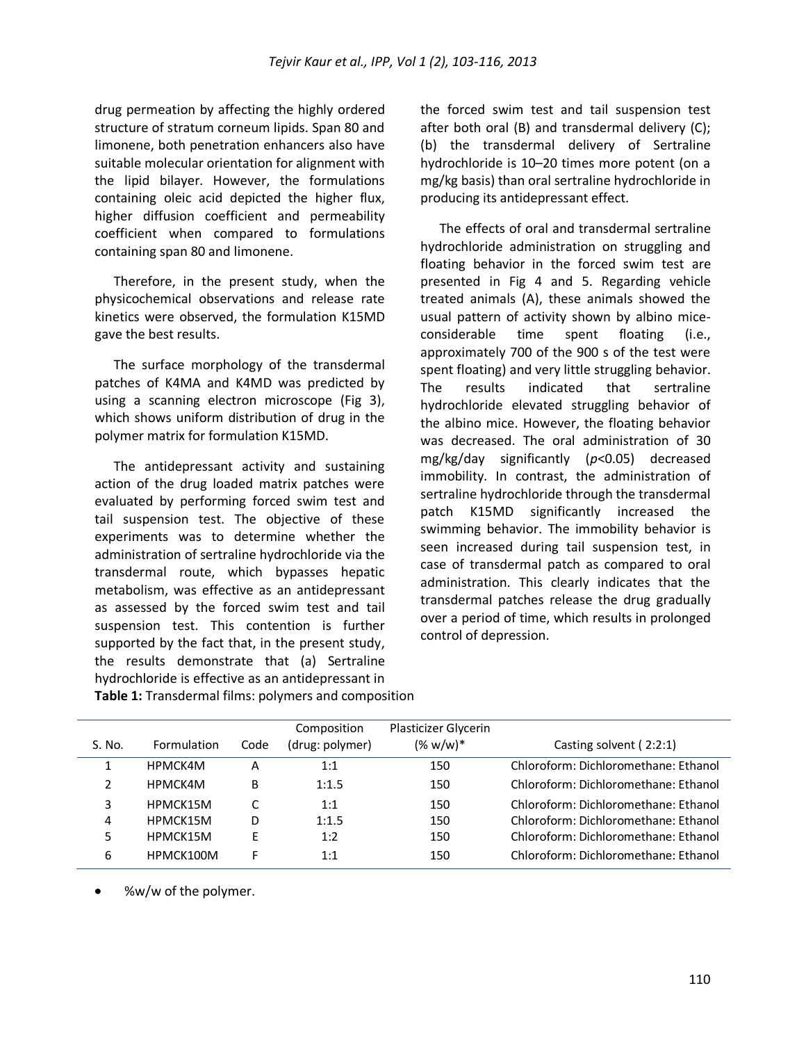drug permeation by affecting the highly ordered structure of stratum corneum lipids. Span 80 and limonene, both penetration enhancers also have suitable molecular orientation for alignment with the lipid bilayer. However, the formulations containing oleic acid depicted the higher flux, higher diffusion coefficient and permeability coefficient when compared to formulations containing span 80 and limonene.

Therefore, in the present study, when the physicochemical observations and release rate kinetics were observed, the formulation K15MD gave the best results.

The surface morphology of the transdermal patches of K4MA and K4MD was predicted by using a scanning electron microscope (Fig 3), which shows uniform distribution of drug in the polymer matrix for formulation K15MD.

The antidepressant activity and sustaining action of the drug loaded matrix patches were evaluated by performing forced swim test and tail suspension test. The objective of these experiments was to determine whether the administration of sertraline hydrochloride via the transdermal route, which bypasses hepatic metabolism, was effective as an antidepressant as assessed by the forced swim test and tail suspension test. This contention is further supported by the fact that, in the present study, the results demonstrate that (a) Sertraline hydrochloride is effective as an antidepressant in the forced swim test and tail suspension test after both oral (B) and transdermal delivery (C); (b) the transdermal delivery of Sertraline hydrochloride is 10–20 times more potent (on a mg/kg basis) than oral sertraline hydrochloride in producing its antidepressant effect.

The effects of oral and transdermal sertraline hydrochloride administration on struggling and floating behavior in the forced swim test are presented in Fig 4 and 5. Regarding vehicle treated animals (A), these animals showed the usual pattern of activity shown by albino mice- considerable time spent floating (i.e., approximately 700 of the 900 s of the test were spent floating) and very little struggling behavior. The results indicated that sertraline hydrochloride elevated struggling behavior of the albino mice. However, the floating behavior was decreased. The oral administration of 30 mg/kg/day significantly ($p<0.05$) decreased immobility. In contrast, the administration of sertraline hydrochloride through the transdermal patch K15MD significantly increased the swimming behavior. The immobility behavior is seen increased during tail suspension test, in case of transdermal patch as compared to oral administration. This clearly indicates that the transdermal patches release the drug gradually over a period of time, which results in prolonged control of depression.

**Table 1:** Transdermal films: polymers and composition

| S. No. | Formulation | Code | Composition (drug: polymer) | Plasticizer Glycerin (% w/w)* | Casting solvent ( 2:2:1) |
|---|---|---|---|---|---|
| 1 | HPMCK4M | A | 1:1 | 150 | Chloroform: Dichloromethane: Ethanol |
| 2 | HPMCK4M | B | 1:1.5 | 150 | Chloroform: Dichloromethane: Ethanol |
| 3 | HPMCK15M | C | 1:1 | 150 | Chloroform: Dichloromethane: Ethanol |
| 4 | HPMCK15M | D | 1:1.5 | 150 | Chloroform: Dichloromethane: Ethanol |
| 5 | HPMCK15M | E | 1:2 | 150 | Chloroform: Dichloromethane: Ethanol |
| 6 | HPMCK100M | F | 1:1 | 150 | Chloroform: Dichloromethane: Ethanol |

- %w/w of the polymer.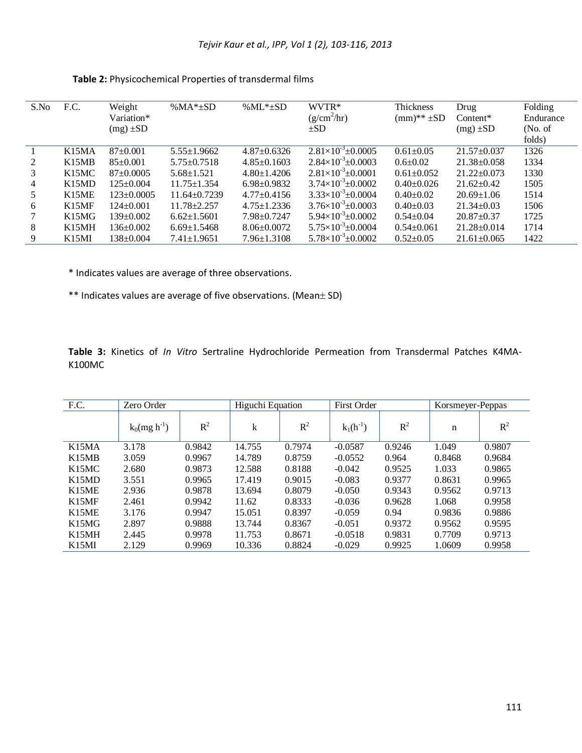**Table 2:** Physicochemical Properties of transdermal films

| S.No | F.C. | Weight Variation* (mg) ±SD | %MA*±SD | %ML*±SD | WVTR* ($g/cm^2/hr$) ±SD | Thickness (mm)** ±SD | Drug Content* (mg) ±SD | Folding Endurance (No. of folds) |
|---|---|---|---|---|---|---|---|---|
| 1 | K15MA | 87±0.001 | 5.55±1.9662 | 4.87±0.6326 | $2.81\times10^{-3}$±0.0005 | 0.61±0.05 | 21.57±0.037 | 1326 |
| 2 | K15MB | 85±0.001 | 5.75±0.7518 | 4.85±0.1603 | $2.84\times10^{-3}$±0.0003 | 0.6±0.02 | 21.38±0.058 | 1334 |
| 3 | K15MC | 87±0.0005 | 5.68±1.521 | 4.80±1.4206 | $2.81\times10^{-3}$±0.0001 | 0.61±0.052 | 21.22±0.073 | 1330 |
| 4 | K15MD | 125±0.004 | 11.75±1.354 | 6.98±0.9832 | $3.74\times10^{-3}$±0.0002 | 0.40±0.026 | 21.62±0.42 | 1505 |
| 5 | K15ME | 123±0.0005 | 11.64±0.7239 | 4.77±0.4156 | $3.33\times10^{-3}$±0.0004 | 0.40±0.02 | 20.69±1.06 | 1514 |
| 6 | K15MF | 124±0.001 | 11.78±2.257 | 4.75±1.2336 | $3.76\times10^{-3}$±0.0003 | 0.40±0.03 | 21.34±0.03 | 1506 |
| 7 | K15MG | 139±0.002 | 6.62±1.5601 | 7.98±0.7247 | $5.94\times10^{-3}$±0.0002 | 0.54±0.04 | 20.87±0.37 | 1725 |
| 8 | K15MH | 136±0.002 | 6.69±1.5468 | 8.06±0.0072 | $5.75\times10^{-3}$±0.0004 | 0.54±0.061 | 21.28±0.014 | 1714 |
| 9 | K15MI | 138±0.004 | 7.41±1.9651 | 7.96±1.3108 | $5.78\times10^{-3}$±0.0002 | 0.52±0.05 | 21.61±0.065 | 1422 |

\* Indicates values are average of three observations.

** Indicates values are average of five observations. (Mean± SD)

**Table 3:** Kinetics of *In Vitro* Sertraline Hydrochloride Permeation from Transdermal Patches K4MA-K100MC

| F.C. | Zero Order | | Higuchi Equation | | First Order | | Korsmeyer-Peppas | |
|---|---|---|---|---|---|---|---|---|
| | $k_0(mg\ h^{-1})$ | $R^2$ | k | $R^2$ | $k_1(h^{-1})$ | $R^2$ | n | $R^2$ |
| K15MA | 3.178 | 0.9842 | 14.755 | 0.7974 | -0.0587 | 0.9246 | 1.049 | 0.9807 |
| K15MB | 3.059 | 0.9967 | 14.789 | 0.8759 | -0.0552 | 0.964 | 0.8468 | 0.9684 |
| K15MC | 2.680 | 0.9873 | 12.588 | 0.8188 | -0.042 | 0.9525 | 1.033 | 0.9865 |
| K15MD | 3.551 | 0.9965 | 17.419 | 0.9015 | -0.083 | 0.9377 | 0.8631 | 0.9965 |
| K15ME | 2.936 | 0.9878 | 13.694 | 0.8079 | -0.050 | 0.9343 | 0.9562 | 0.9713 |
| K15MF | 2.461 | 0.9942 | 11.62 | 0.8333 | -0.036 | 0.9628 | 1.068 | 0.9958 |
| K15ME | 3.176 | 0.9947 | 15.051 | 0.8397 | -0.059 | 0.94 | 0.9836 | 0.9886 |
| K15MG | 2.897 | 0.9888 | 13.744 | 0.8367 | -0.051 | 0.9372 | 0.9562 | 0.9595 |
| K15MH | 2.445 | 0.9978 | 11.753 | 0.8671 | -0.0518 | 0.9831 | 0.7709 | 0.9713 |
| K15MI | 2.129 | 0.9969 | 10.336 | 0.8824 | -0.029 | 0.9925 | 1.0609 | 0.9958 |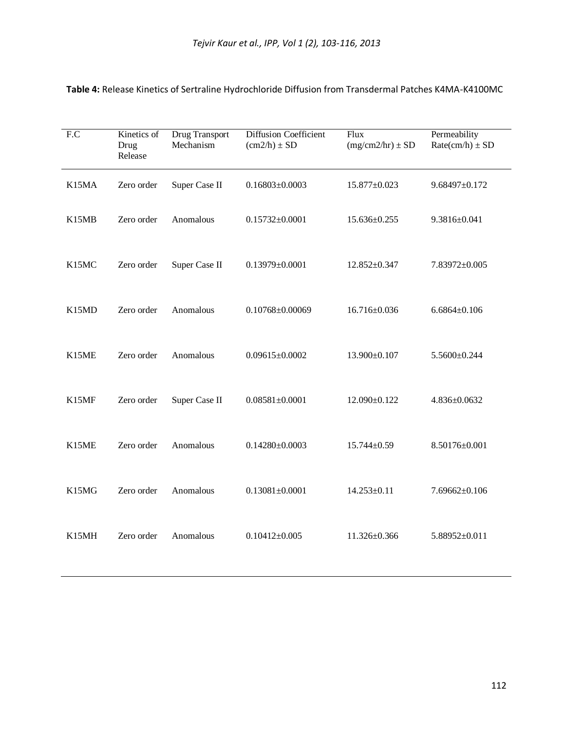**Table 4:** Release Kinetics of Sertraline Hydrochloride Diffusion from Transdermal Patches K4MA-K4100MC

| F.C | Kinetics of Drug Release | Drug Transport Mechanism | Diffusion Coefficient (cm2/h) ± SD | Flux (mg/cm2/hr) ± SD | Permeability Rate(cm/h) ± SD |
|---|---|---|---|---|---|
| K15MA | Zero order | Super Case II | 0.16803±0.0003 | 15.877±0.023 | 9.68497±0.172 |
| K15MB | Zero order | Anomalous | 0.15732±0.0001 | 15.636±0.255 | 9.3816±0.041 |
| K15MC | Zero order | Super Case II | 0.13979±0.0001 | 12.852±0.347 | 7.83972±0.005 |
| K15MD | Zero order | Anomalous | 0.10768±0.00069 | 16.716±0.036 | 6.6864±0.106 |
| K15ME | Zero order | Anomalous | 0.09615±0.0002 | 13.900±0.107 | 5.5600±0.244 |
| K15MF | Zero order | Super Case II | 0.08581±0.0001 | 12.090±0.122 | 4.836±0.0632 |
| K15ME | Zero order | Anomalous | 0.14280±0.0003 | 15.744±0.59 | 8.50176±0.001 |
| K15MG | Zero order | Anomalous | 0.13081±0.0001 | 14.253±0.11 | 7.69662±0.106 |
| K15MH | Zero order | Anomalous | 0.10412±0.005 | 11.326±0.366 | 5.88952±0.011 |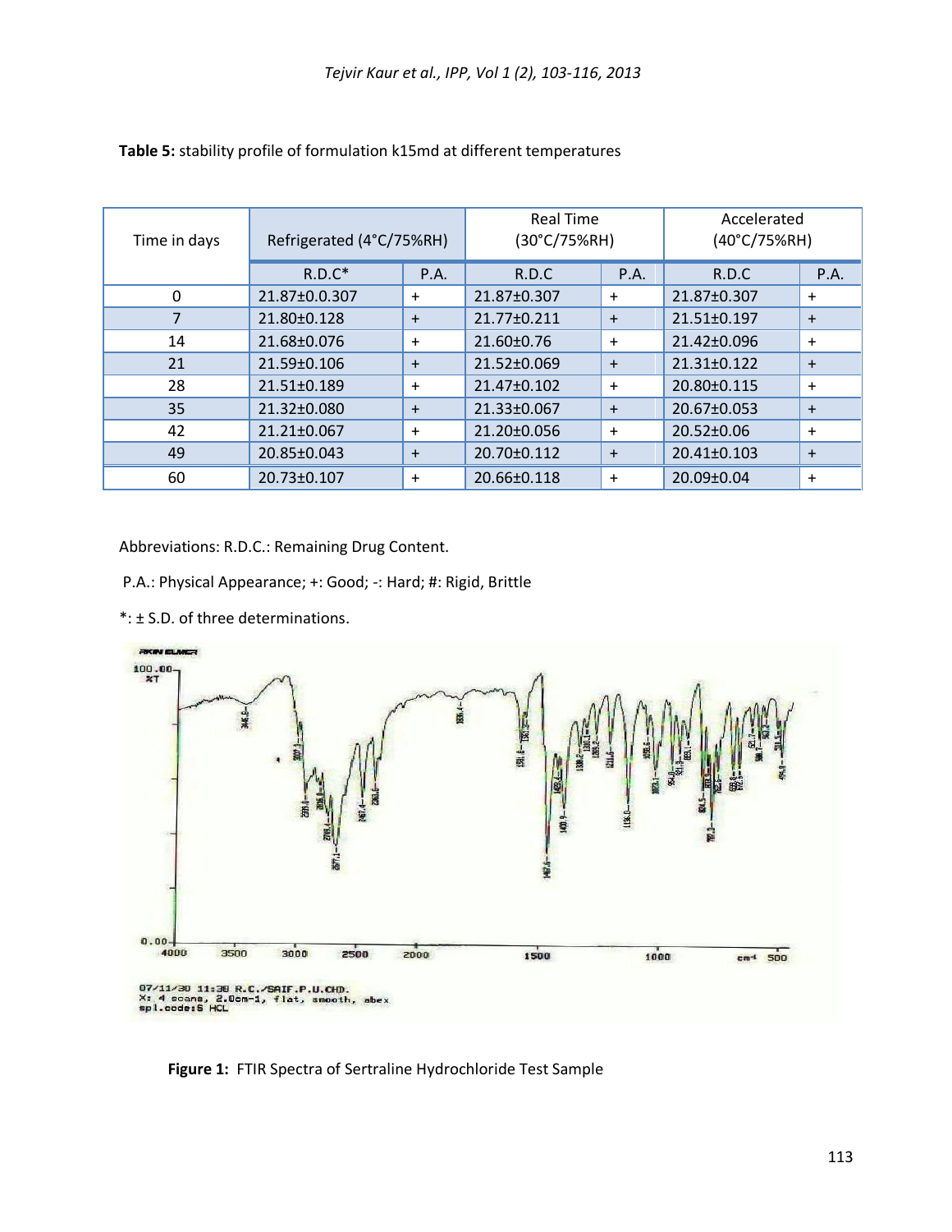**Table 5:** stability profile of formulation k15md at different temperatures

| Time in days | Refrigerated (4°C/75%RH) | | Real Time (30°C/75%RH) | | Accelerated (40°C/75%RH) | |
|---|---|---|---|---|---|---|
| | R.D.C* | P.A. | R.D.C | P.A. | R.D.C | P.A. |
| 0 | 21.87±0.0.307 | + | 21.87±0.307 | + | 21.87±0.307 | + |
| 7 | 21.80±0.128 | + | 21.77±0.211 | + | 21.51±0.197 | + |
| 14 | 21.68±0.076 | + | 21.60±0.76 | + | 21.42±0.096 | + |
| 21 | 21.59±0.106 | + | 21.52±0.069 | + | 21.31±0.122 | + |
| 28 | 21.51±0.189 | + | 21.47±0.102 | + | 20.80±0.115 | + |
| 35 | 21.32±0.080 | + | 21.33±0.067 | + | 20.67±0.053 | + |
| 42 | 21.21±0.067 | + | 21.20±0.056 | + | 20.52±0.06 | + |
| 49 | 20.85±0.043 | + | 20.70±0.112 | + | 20.41±0.103 | + |
| 60 | 20.73±0.107 | + | 20.66±0.118 | + | 20.09±0.04 | + |

Abbreviations: R.D.C.: Remaining Drug Content.

P.A.: Physical Appearance; +: Good; -: Hard; #: Rigid, Brittle

*: ± S.D. of three determinations.

**Figure 1:** FTIR Spectra of Sertraline Hydrochloride Test Sample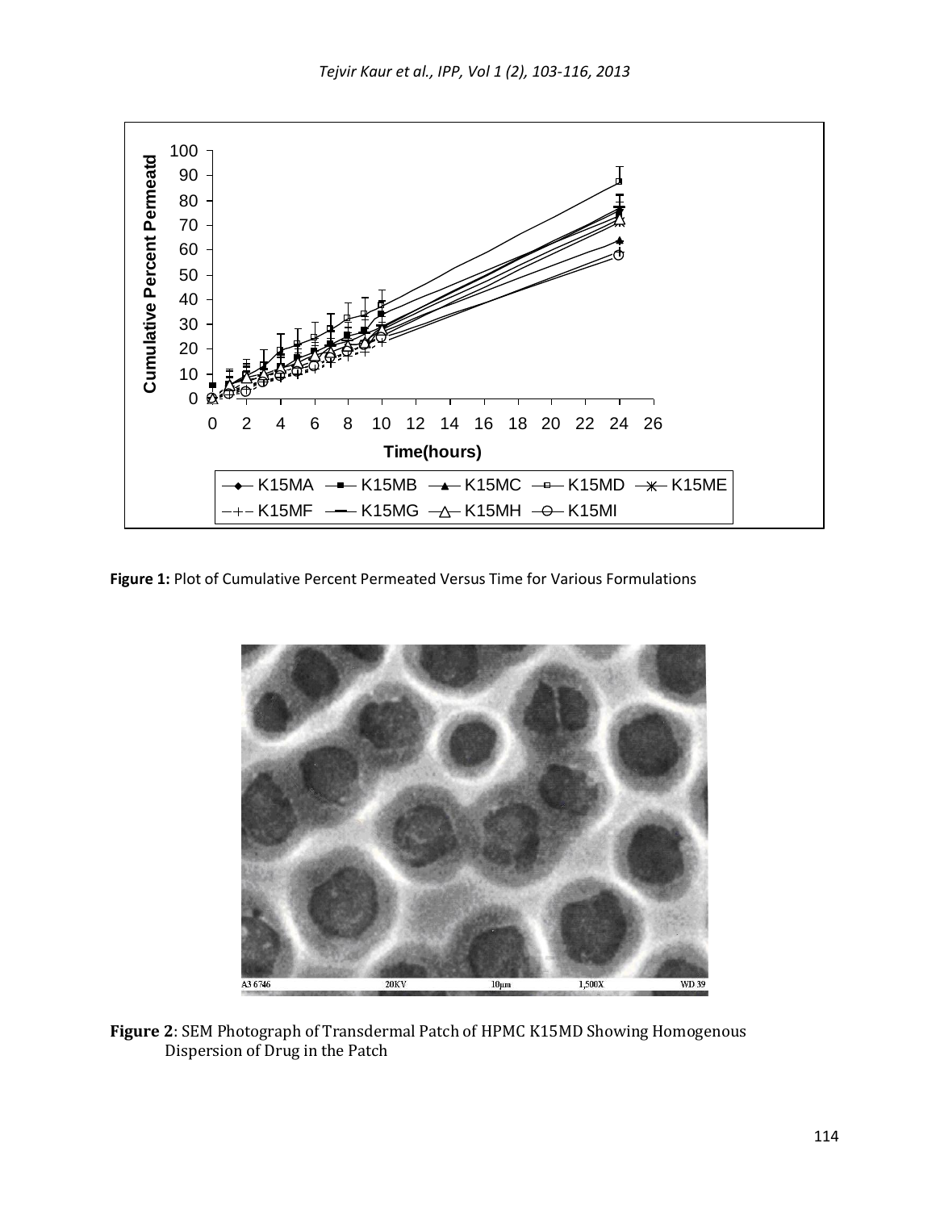**Figure 1:** Plot of Cumulative Percent Permeated Versus Time for Various Formulations

**Figure 2**: SEM Photograph of Transdermal Patch of HPMC K15MD Showing Homogenous Dispersion of Drug in the Patch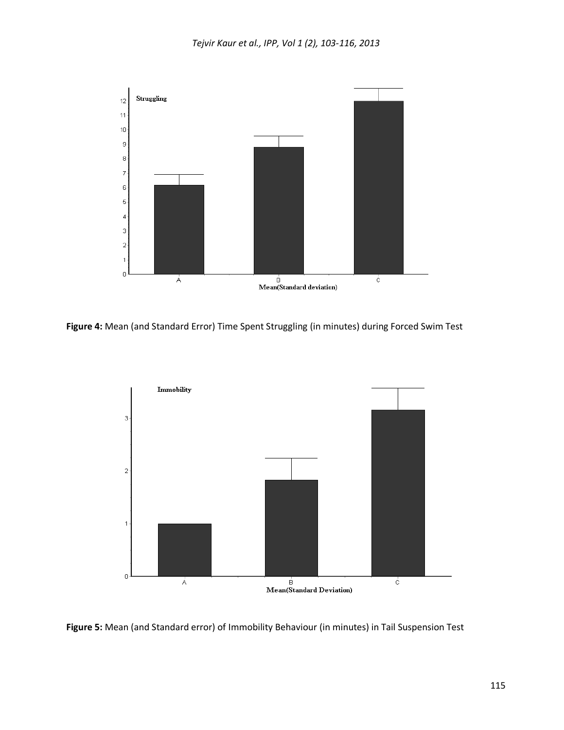**Figure 4:** Mean (and Standard Error) Time Spent Struggling (in minutes) during Forced Swim Test

**Figure 5:** Mean (and Standard error) of Immobility Behaviour (in minutes) in Tail Suspension Test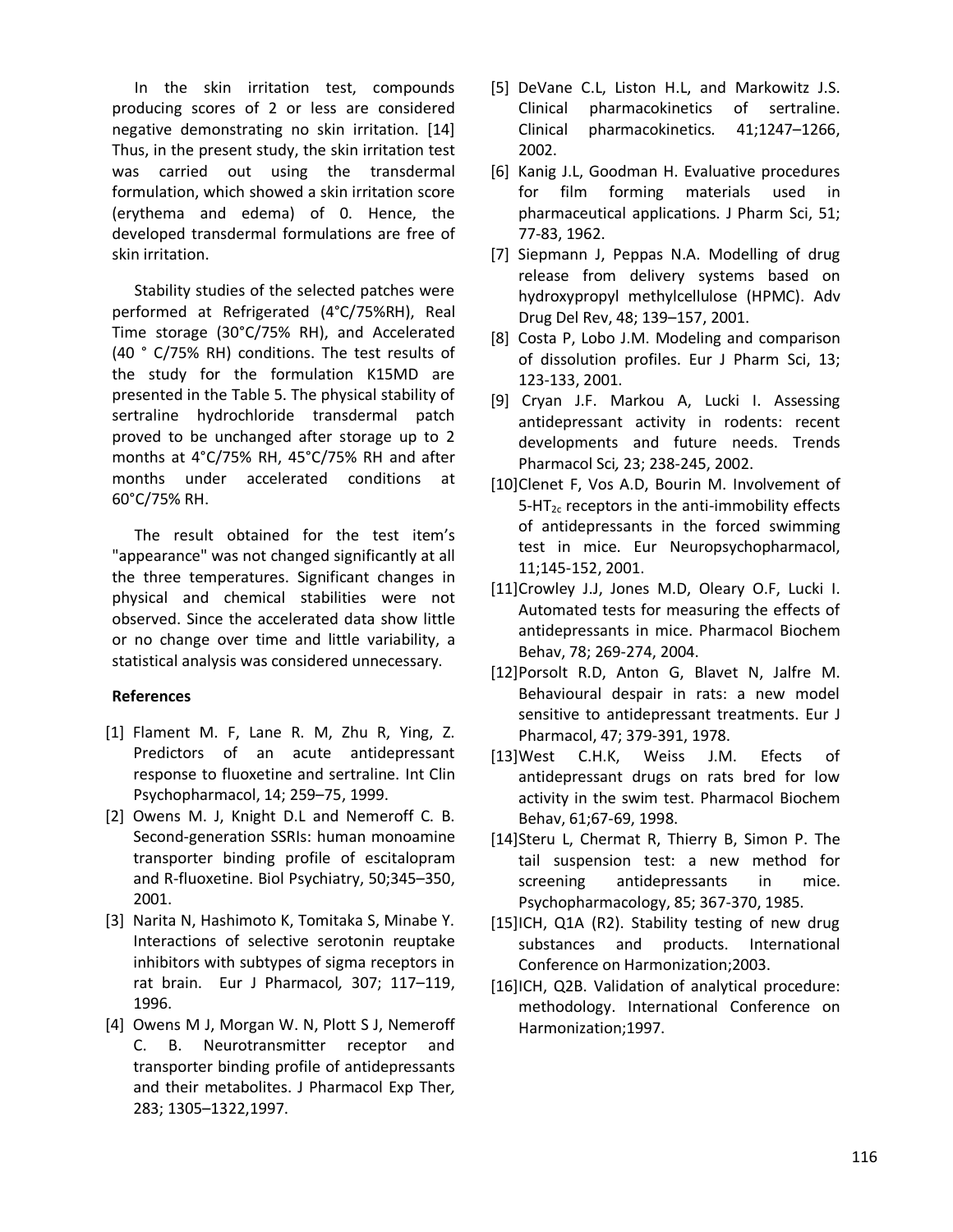In the skin irritation test, compounds producing scores of 2 or less are considered negative demonstrating no skin irritation. [14] Thus, in the present study, the skin irritation test was carried out using the transdermal formulation, which showed a skin irritation score (erythema and edema) of 0. Hence, the developed transdermal formulations are free of skin irritation.

Stability studies of the selected patches were performed at Refrigerated (4°C/75%RH), Real Time storage (30°C/75% RH), and Accelerated (40 ° C/75% RH) conditions. The test results of the study for the formulation K15MD are presented in the Table 5. The physical stability of sertraline hydrochloride transdermal patch proved to be unchanged after storage up to 2 months at 4°C/75% RH, 45°C/75% RH and after months under accelerated conditions at 60°C/75% RH.

The result obtained for the test item's "appearance" was not changed significantly at all the three temperatures. Significant changes in physical and chemical stabilities were not observed. Since the accelerated data show little or no change over time and little variability, a statistical analysis was considered unnecessary.

**References**

[1] Flament M. F, Lane R. M, Zhu R, Ying, Z. Predictors of an acute antidepressant response to fluoxetine and sertraline. Int Clin Psychopharmacol, 14; 259–75, 1999.

[2] Owens M. J, Knight D.L and Nemeroff C. B. Second-generation SSRIs: human monoamine transporter binding profile of escitalopram and R-fluoxetine. Biol Psychiatry, 50;345–350, 2001.

[3] Narita N, Hashimoto K, Tomitaka S, Minabe Y. Interactions of selective serotonin reuptake inhibitors with subtypes of sigma receptors in rat brain. Eur J Pharmacol, 307; 117–119, 1996.

[4] Owens M J, Morgan W. N, Plott S J, Nemeroff C. B. Neurotransmitter receptor and transporter binding profile of antidepressants and their metabolites. J Pharmacol Exp Ther, 283; 1305–1322,1997.

[5] DeVane C.L, Liston H.L, and Markowitz J.S. Clinical pharmacokinetics of sertraline. Clinical pharmacokinetics. 41;1247–1266, 2002.

[6] Kanig J.L, Goodman H. Evaluative procedures for film forming materials used in pharmaceutical applications. J Pharm Sci, 51; 77-83, 1962.

[7] Siepmann J, Peppas N.A. Modelling of drug release from delivery systems based on hydroxypropyl methylcellulose (HPMC). Adv Drug Del Rev, 48; 139–157, 2001.

[8] Costa P, Lobo J.M. Modeling and comparison of dissolution profiles. Eur J Pharm Sci, 13; 123-133, 2001.

[9] Cryan J.F. Markou A, Lucki I. Assessing antidepressant activity in rodents: recent developments and future needs. Trends Pharmacol Sci, 23; 238-245, 2002.

[10]Clenet F, Vos A.D, Bourin M. Involvement of 5-$HT_{2c}$ receptors in the anti-immobility effects of antidepressants in the forced swimming test in mice. Eur Neuropsychopharmacol, 11;145-152, 2001.

[11]Crowley J.J, Jones M.D, Oleary O.F, Lucki I. Automated tests for measuring the effects of antidepressants in mice. Pharmacol Biochem Behav, 78; 269-274, 2004.

[12]Porsolt R.D, Anton G, Blavet N, Jalfre M. Behavioural despair in rats: a new model sensitive to antidepressant treatments. Eur J Pharmacol, 47; 379-391, 1978.

[13]West C.H.K, Weiss J.M. Efects of antidepressant drugs on rats bred for low activity in the swim test. Pharmacol Biochem Behav, 61;67-69, 1998.

[14]Steru L, Chermat R, Thierry B, Simon P. The tail suspension test: a new method for screening antidepressants in mice. Psychopharmacology, 85; 367-370, 1985.

[15]ICH, Q1A (R2). Stability testing of new drug substances and products. International Conference on Harmonization;2003.

[16]ICH, Q2B. Validation of analytical procedure: methodology. International Conference on Harmonization;1997.